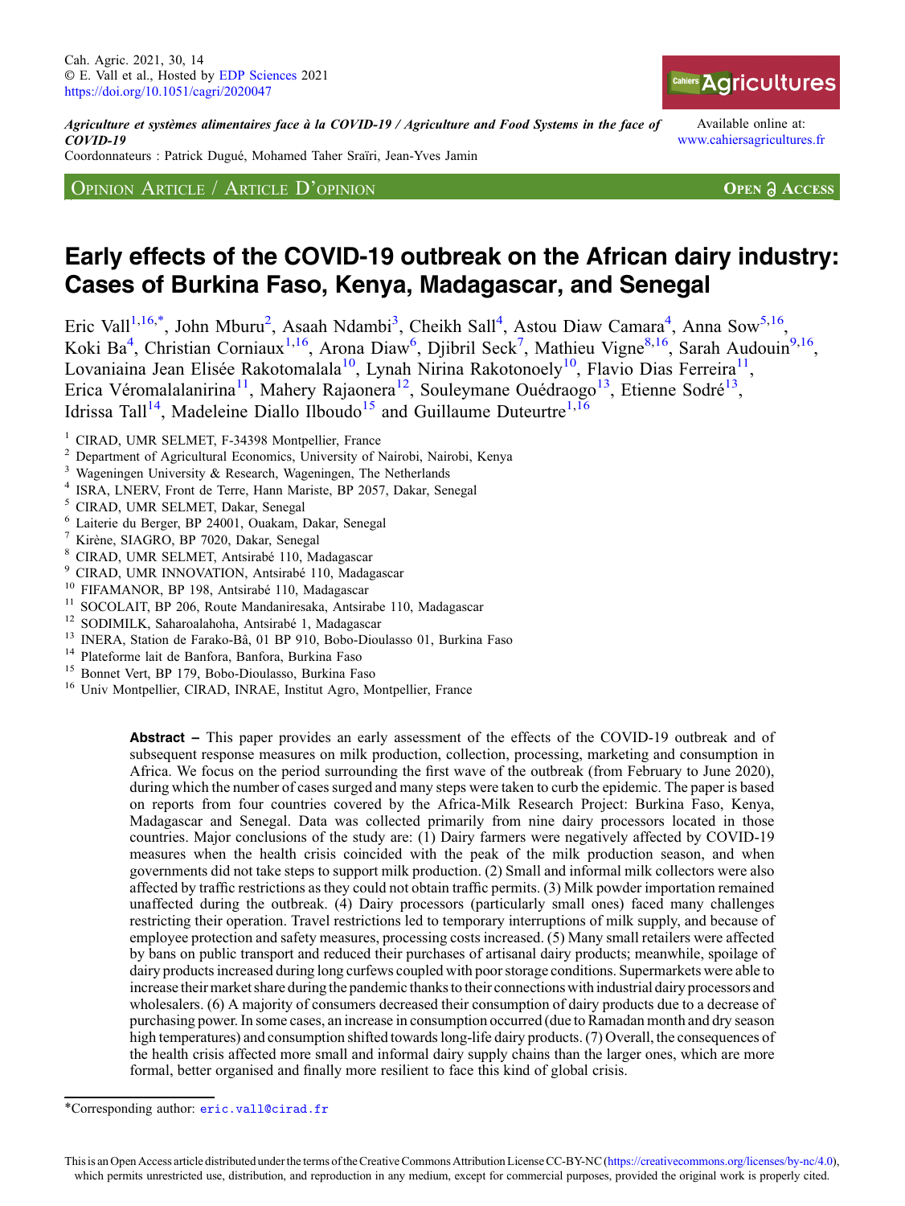*Agriculture et systèmes alimentaires face à la COVID-19 / Agriculture and Food Systems in the face of COVID-19*

Coordonnateurs : Patrick Dugué, Mohamed Taher Sraïri, Jean-Yves Jamin

Opinion Article / Article D'opinion

Open Access

# Early effects of the COVID-19 outbreak on the African dairy industry: Cases of Burkina Faso, Kenya, Madagascar, and Senegal

Eric Vall[1,16,*], John Mburu[2], Asaah Ndambi[3], Cheikh Sall[4], Astou Diaw Camara[4], Anna Sow[5,16], Koki Ba[4], Christian Corniaux[1,16], Arona Diaw[6], Djibril Seck[7], Mathieu Vigne[8,16], Sarah Audouin[9,16], Lovaniaina Jean Elisée Rakotomalala[10], Lynah Nirina Rakotonoely[10], Flavio Dias Ferreira[11], Erica Véromalalanirina[11], Mahery Rajaonera[12], Souleymane Ouédraogo[13], Etienne Sodré[13], Idrissa Tall[14], Madeleine Diallo Ilboudo[15] and Guillaume Duteurtre[1,16]

[1] CIRAD, UMR SELMET, F-34398 Montpellier, France
[2] Department of Agricultural Economics, University of Nairobi, Nairobi, Kenya
[3] Wageningen University & Research, Wageningen, The Netherlands
[4] ISRA, LNERV, Front de Terre, Hann Mariste, BP 2057, Dakar, Senegal
[5] CIRAD, UMR SELMET, Dakar, Senegal
[6] Laiterie du Berger, BP 24001, Ouakam, Dakar, Senegal
[7] Kirène, SIAGRO, BP 7020, Dakar, Senegal
[8] CIRAD, UMR SELMET, Antsirabé 110, Madagascar
[9] CIRAD, UMR INNOVATION, Antsirabé 110, Madagascar
[10] FIFAMANOR, BP 198, Antsirabé 110, Madagascar
[11] SOCOLAIT, BP 206, Route Mandaniresaka, Antsirabe 110, Madagascar
[12] SODIMILK, Saharoalahoha, Antsirabé 1, Madagascar
[13] INERA, Station de Farako-Bâ, 01 BP 910, Bobo-Dioulasso 01, Burkina Faso
[14] Plateforme lait de Banfora, Banfora, Burkina Faso
[15] Bonnet Vert, BP 179, Bobo-Dioulasso, Burkina Faso
[16] Univ Montpellier, CIRAD, INRAE, Institut Agro, Montpellier, France

**Abstract –** This paper provides an early assessment of the effects of the COVID-19 outbreak and of subsequent response measures on milk production, collection, processing, marketing and consumption in Africa. We focus on the period surrounding the first wave of the outbreak (from February to June 2020), during which the number of cases surged and many steps were taken to curb the epidemic. The paper is based on reports from four countries covered by the Africa-Milk Research Project: Burkina Faso, Kenya, Madagascar and Senegal. Data was collected primarily from nine dairy processors located in those countries. Major conclusions of the study are: (1) Dairy farmers were negatively affected by COVID-19 measures when the health crisis coincided with the peak of the milk production season, and when governments did not take steps to support milk production. (2) Small and informal milk collectors were also affected by traffic restrictions as they could not obtain traffic permits. (3) Milk powder importation remained unaffected during the outbreak. (4) Dairy processors (particularly small ones) faced many challenges restricting their operation. Travel restrictions led to temporary interruptions of milk supply, and because of employee protection and safety measures, processing costs increased. (5) Many small retailers were affected by bans on public transport and reduced their purchases of artisanal dairy products; meanwhile, spoilage of dairy products increased during long curfews coupled with poor storage conditions. Supermarkets were able to increase their market share during the pandemic thanks to their connections with industrial dairy processors and wholesalers. (6) A majority of consumers decreased their consumption of dairy products due to a decrease of purchasing power. In some cases, an increase in consumption occurred (due to Ramadan month and dry season high temperatures) and consumption shifted towards long-life dairy products. (7) Overall, the consequences of the health crisis affected more small and informal dairy supply chains than the larger ones, which are more formal, better organised and finally more resilient to face this kind of global crisis.

*Corresponding author: eric.vall@cirad.fr

This is an Open Access article distributed under the terms of the Creative Commons Attribution License CC-BY-NC (https://creativecommons.org/licenses/by-nc/4.0), which permits unrestricted use, distribution, and reproduction in any medium, except for commercial purposes, provided the original work is properly cited.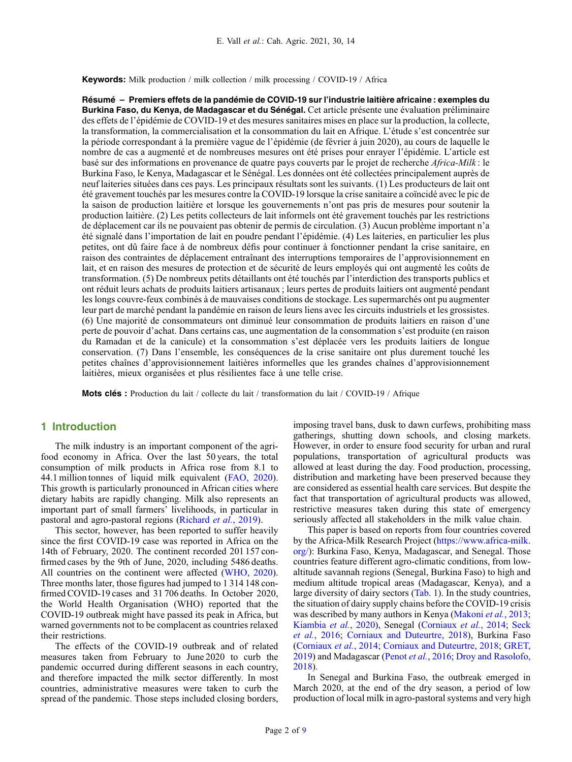**Keywords:** Milk production / milk collection / milk processing / COVID-19 / Africa

**Résumé – Premiers effets de la pandémie de COVID-19 sur l'industrie laitière africaine : exemples du Burkina Faso, du Kenya, de Madagascar et du Sénégal.** Cet article présente une évaluation préliminaire des effets de l'épidémie de COVID-19 et des mesures sanitaires mises en place sur la production, la collecte, la transformation, la commercialisation et la consommation du lait en Afrique. L'étude s'est concentrée sur la période correspondant à la première vague de l'épidémie (de février à juin 2020), au cours de laquelle le nombre de cas a augmenté et de nombreuses mesures ont été prises pour enrayer l'épidémie. L'article est basé sur des informations en provenance de quatre pays couverts par le projet de recherche *Africa-Milk* : le Burkina Faso, le Kenya, Madagascar et le Sénégal. Les données ont été collectées principalement auprès de neuf laiteries situées dans ces pays. Les principaux résultats sont les suivants. (1) Les producteurs de lait ont été gravement touchés par les mesures contre la COVID-19 lorsque la crise sanitaire a coïncidé avec le pic de la saison de production laitière et lorsque les gouvernements n'ont pas pris de mesures pour soutenir la production laitière. (2) Les petits collecteurs de lait informels ont été gravement touchés par les restrictions de déplacement car ils ne pouvaient pas obtenir de permis de circulation. (3) Aucun problème important n'a été signalé dans l'importation de lait en poudre pendant l'épidémie. (4) Les laiteries, en particulier les plus petites, ont dû faire face à de nombreux défis pour continuer à fonctionner pendant la crise sanitaire, en raison des contraintes de déplacement entraînant des interruptions temporaires de l'approvisionnement en lait, et en raison des mesures de protection et de sécurité de leurs employés qui ont augmenté les coûts de transformation. (5) De nombreux petits détaillants ont été touchés par l'interdiction des transports publics et ont réduit leurs achats de produits laitiers artisanaux ; leurs pertes de produits laitiers ont augmenté pendant les longs couvre-feux combinés à de mauvaises conditions de stockage. Les supermarchés ont pu augmenter leur part de marché pendant la pandémie en raison de leurs liens avec les circuits industriels et les grossistes. (6) Une majorité de consommateurs ont diminué leur consommation de produits laitiers en raison d'une perte de pouvoir d'achat. Dans certains cas, une augmentation de la consommation s'est produite (en raison du Ramadan et de la canicule) et la consommation s'est déplacée vers les produits laitiers de longue conservation. (7) Dans l'ensemble, les conséquences de la crise sanitaire ont plus durement touché les petites chaînes d'approvisionnement laitières informelles que les grandes chaînes d'approvisionnement laitières, mieux organisées et plus résilientes face à une telle crise.

**Mots clés :** Production du lait / collecte du lait / transformation du lait / COVID-19 / Afrique

## 1 Introduction

The milk industry is an important component of the agri-food economy in Africa. Over the last 50 years, the total consumption of milk products in Africa rose from 8.1 to 44.1 million tonnes of liquid milk equivalent (FAO, 2020). This growth is particularly pronounced in African cities where dietary habits are rapidly changing. Milk also represents an important part of small farmers' livelihoods, in particular in pastoral and agro-pastoral regions (Richard *et al.*, 2019).

This sector, however, has been reported to suffer heavily since the first COVID-19 case was reported in Africa on the 14th of February, 2020. The continent recorded 201 157 confirmed cases by the 9th of June, 2020, including 5486 deaths. All countries on the continent were affected (WHO, 2020). Three months later, those figures had jumped to 1 314 148 confirmed COVID-19 cases and 31 706 deaths. In October 2020, the World Health Organisation (WHO) reported that the COVID-19 outbreak might have passed its peak in Africa, but warned governments not to be complacent as countries relaxed their restrictions.

The effects of the COVID-19 outbreak and of related measures taken from February to June 2020 to curb the pandemic occurred during different seasons in each country, and therefore impacted the milk sector differently. In most countries, administrative measures were taken to curb the spread of the pandemic. Those steps included closing borders, imposing travel bans, dusk to dawn curfews, prohibiting mass gatherings, shutting down schools, and closing markets. However, in order to ensure food security for urban and rural populations, transportation of agricultural products was allowed at least during the day. Food production, processing, distribution and marketing have been preserved because they are considered as essential health care services. But despite the fact that transportation of agricultural products was allowed, restrictive measures taken during this state of emergency seriously affected all stakeholders in the milk value chain.

This paper is based on reports from four countries covered by the Africa-Milk Research Project (https://www.africa-milk.org/): Burkina Faso, Kenya, Madagascar, and Senegal. Those countries feature different agro-climatic conditions, from low-altitude savannah regions (Senegal, Burkina Faso) to high and medium altitude tropical areas (Madagascar, Kenya), and a large diversity of dairy sectors (Tab. 1). In the study countries, the situation of dairy supply chains before the COVID-19 crisis was described by many authors in Kenya (Makoni *et al.*, 2013; Kiambia *et al.*, 2020), Senegal (Corniaux *et al.*, 2014; Seck *et al.*, 2016; Corniaux and Duteurtre, 2018), Burkina Faso (Corniaux *et al.*, 2014; Corniaux and Duteurtre, 2018; GRET, 2019) and Madagascar (Penot *et al.*, 2016; Droy and Rasolofo, 2018).

In Senegal and Burkina Faso, the outbreak emerged in March 2020, at the end of the dry season, a period of low production of local milk in agro-pastoral systems and very high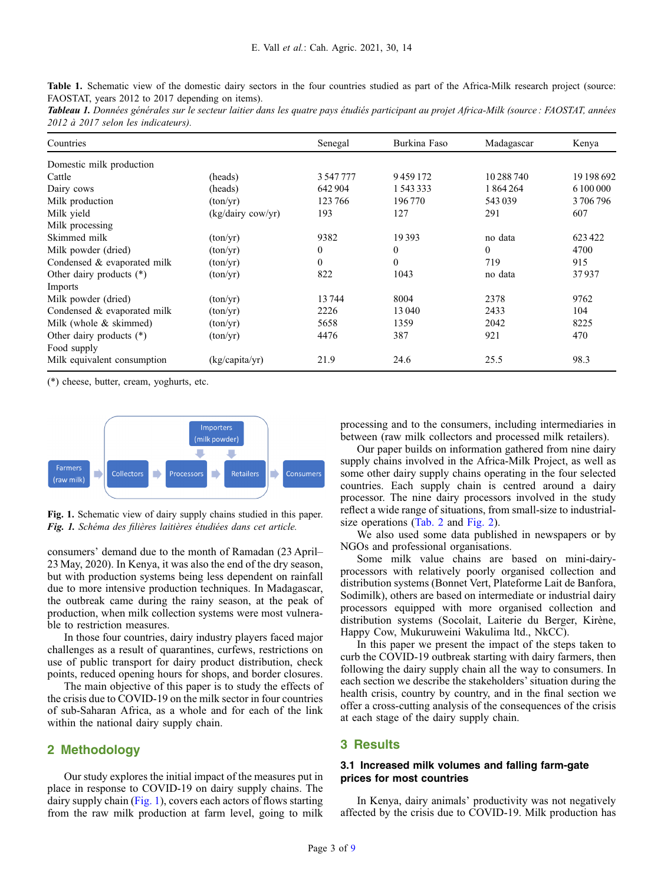**Table 1.** Schematic view of the domestic dairy sectors in the four countries studied as part of the Africa-Milk research project (source: FAOSTAT, years 2012 to 2017 depending on items).

***Tableau 1.*** *Données générales sur le secteur laitier dans les quatre pays étudiés participant au projet Africa-Milk (source : FAOSTAT, années 2012 à 2017 selon les indicateurs).*

| Countries | | Senegal | Burkina Faso | Madagascar | Kenya |
|---|---|---|---|---|---|
| Domestic milk production | | | | | |
| Cattle | (heads) | 3 547 777 | 9 459 172 | 10 288 740 | 19 198 692 |
| Dairy cows | (heads) | 642 904 | 1 543 333 | 1 864 264 | 6 100 000 |
| Milk production | (ton/yr) | 123 766 | 196 770 | 543 039 | 3 706 796 |
| Milk yield | (kg/dairy cow/yr) | 193 | 127 | 291 | 607 |
| Milk processing | | | | | |
| Skimmed milk | (ton/yr) | 9382 | 19 393 | no data | 623 422 |
| Milk powder (dried) | (ton/yr) | 0 | 0 | 0 | 4700 |
| Condensed & evaporated milk | (ton/yr) | 0 | 0 | 719 | 915 |
| Other dairy products (*) | (ton/yr) | 822 | 1043 | no data | 37 937 |
| Imports | | | | | |
| Milk powder (dried) | (ton/yr) | 13 744 | 8004 | 2378 | 9762 |
| Condensed & evaporated milk | (ton/yr) | 2226 | 13 040 | 2433 | 104 |
| Milk (whole & skimmed) | (ton/yr) | 5658 | 1359 | 2042 | 8225 |
| Other dairy products (*) | (ton/yr) | 4476 | 387 | 921 | 470 |
| Food supply | | | | | |
| Milk equivalent consumption | (kg/capita/yr) | 21.9 | 24.6 | 25.5 | 98.3 |

(*) cheese, butter, cream, yoghurts, etc.

Farmers (raw milk) → Collectors → Processors → Retailers → Consumers; Importers (milk powder) → Processors, Retailers

**Fig. 1.** Schematic view of dairy supply chains studied in this paper.
***Fig. 1.*** *Schéma des filières laitières étudiées dans cet article.*

consumers' demand due to the month of Ramadan (23 April–23 May, 2020). In Kenya, it was also the end of the dry season, but with production systems being less dependent on rainfall due to more intensive production techniques. In Madagascar, the outbreak came during the rainy season, at the peak of production, when milk collection systems were most vulnerable to restriction measures.

In those four countries, dairy industry players faced major challenges as a result of quarantines, curfews, restrictions on use of public transport for dairy product distribution, check points, reduced opening hours for shops, and border closures.

The main objective of this paper is to study the effects of the crisis due to COVID-19 on the milk sector in four countries of sub-Saharan Africa, as a whole and for each of the link within the national dairy supply chain.

## 2 Methodology

Our study explores the initial impact of the measures put in place in response to COVID-19 on dairy supply chains. The dairy supply chain (Fig. 1), covers each actors of flows starting from the raw milk production at farm level, going to milk processing and to the consumers, including intermediaries in between (raw milk collectors and processed milk retailers).

Our paper builds on information gathered from nine dairy supply chains involved in the Africa-Milk Project, as well as some other dairy supply chains operating in the four selected countries. Each supply chain is centred around a dairy processor. The nine dairy processors involved in the study reflect a wide range of situations, from small-size to industrial-size operations (Tab. 2 and Fig. 2).

We also used some data published in newspapers or by NGOs and professional organisations.

Some milk value chains are based on mini-dairy-processors with relatively poorly organised collection and distribution systems (Bonnet Vert, Plateforme Lait de Banfora, Sodimilk), others are based on intermediate or industrial dairy processors equipped with more organised collection and distribution systems (Socolait, Laiterie du Berger, Kirène, Happy Cow, Mukuruweini Wakulima ltd., NkCC).

In this paper we present the impact of the steps taken to curb the COVID-19 outbreak starting with dairy farmers, then following the dairy supply chain all the way to consumers. In each section we describe the stakeholders' situation during the health crisis, country by country, and in the final section we offer a cross-cutting analysis of the consequences of the crisis at each stage of the dairy supply chain.

## 3 Results

### 3.1 Increased milk volumes and falling farm-gate prices for most countries

In Kenya, dairy animals' productivity was not negatively affected by the crisis due to COVID-19. Milk production has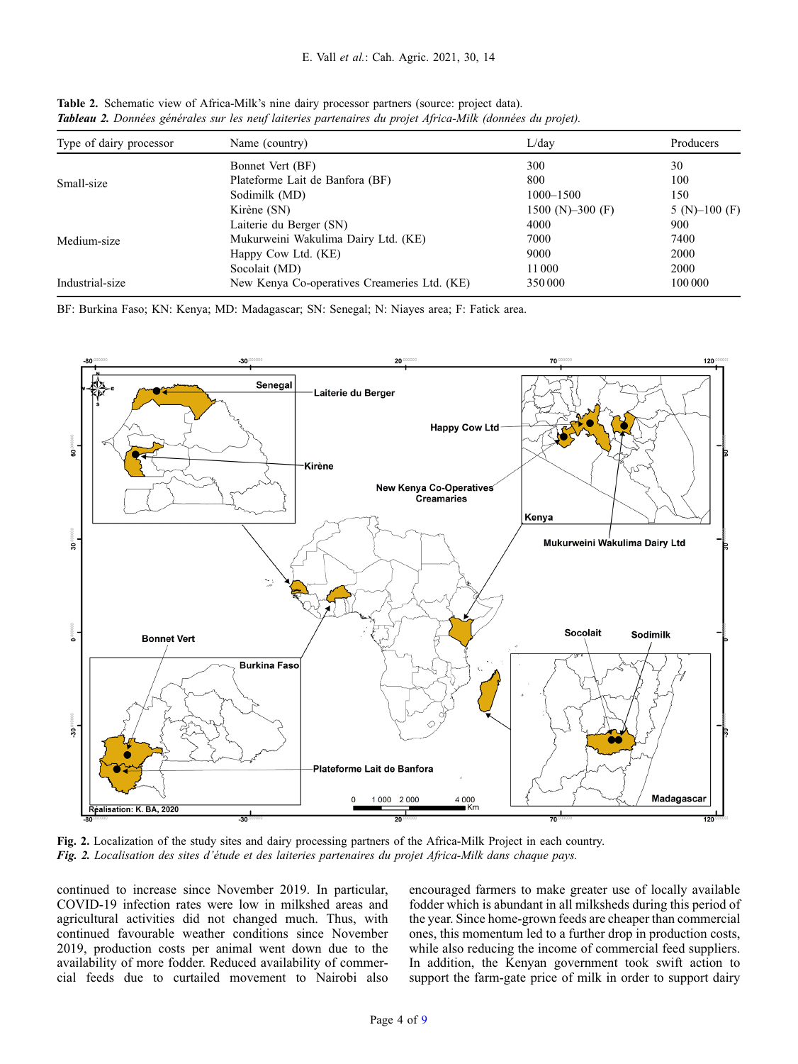**Table 2.** Schematic view of Africa-Milk's nine dairy processor partners (source: project data).
***Tableau 2.*** *Données générales sur les neuf laiteries partenaires du projet Africa-Milk (données du projet).*

| Type of dairy processor | Name (country) | L/day | Producers |
|---|---|---|---|
| Small-size | Bonnet Vert (BF) | 300 | 30 |
| | Plateforme Lait de Banfora (BF) | 800 | 100 |
| | Sodimilk (MD) | 1000–1500 | 150 |
| | Kirène (SN) | 1500 (N)–300 (F) | 5 (N)–100 (F) |
| Medium-size | Laiterie du Berger (SN) | 4000 | 900 |
| | Mukurweini Wakulima Dairy Ltd. (KE) | 7000 | 7400 |
| | Happy Cow Ltd. (KE) | 9000 | 2000 |
| | Socolait (MD) | 11 000 | 2000 |
| Industrial-size | New Kenya Co-operatives Creameries Ltd. (KE) | 350 000 | 100 000 |

BF: Burkina Faso; KN: Kenya; MD: Madagascar; SN: Senegal; N: Niayes area; F: Fatick area.

**Fig. 2.** Localization of the study sites and dairy processing partners of the Africa-Milk Project in each country.
***Fig. 2.*** *Localisation des sites d'étude et des laiteries partenaires du projet Africa-Milk dans chaque pays.*

continued to increase since November 2019. In particular, COVID-19 infection rates were low in milkshed areas and agricultural activities did not changed much. Thus, with continued favourable weather conditions since November 2019, production costs per animal went down due to the availability of more fodder. Reduced availability of commercial feeds due to curtailed movement to Nairobi also encouraged farmers to make greater use of locally available fodder which is abundant in all milksheds during this period of the year. Since home-grown feeds are cheaper than commercial ones, this momentum led to a further drop in production costs, while also reducing the income of commercial feed suppliers. In addition, the Kenyan government took swift action to support the farm-gate price of milk in order to support dairy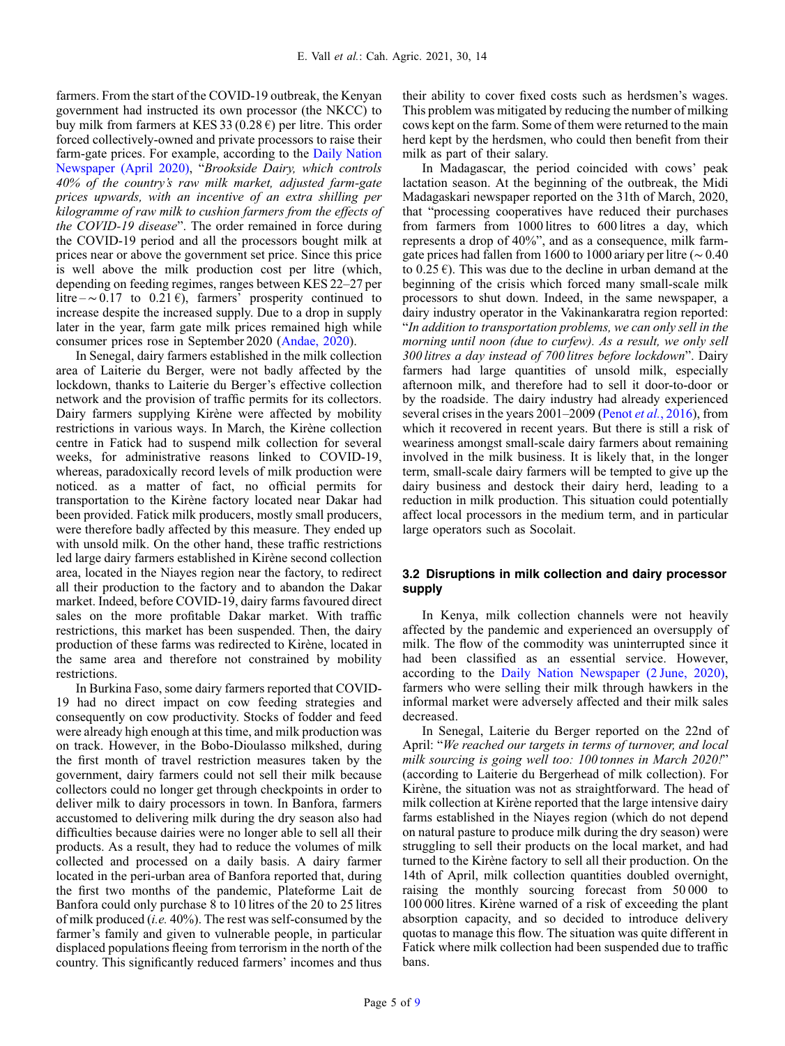farmers. From the start of the COVID-19 outbreak, the Kenyan government had instructed its own processor (the NKCC) to buy milk from farmers at KES 33 (0.28 €) per litre. This order forced collectively-owned and private processors to raise their farm-gate prices. For example, according to the Daily Nation Newspaper (April 2020), "*Brookside Dairy, which controls 40% of the country's raw milk market, adjusted farm-gate prices upwards, with an incentive of an extra shilling per kilogramme of raw milk to cushion farmers from the effects of the COVID-19 disease*". The order remained in force during the COVID-19 period and all the processors bought milk at prices near or above the government set price. Since this price is well above the milk production cost per litre (which, depending on feeding regimes, ranges between KES 22–27 per litre – ~ 0.17 to 0.21 €), farmers' prosperity continued to increase despite the increased supply. Due to a drop in supply later in the year, farm gate milk prices remained high while consumer prices rose in September 2020 (Andae, 2020).

In Senegal, dairy farmers established in the milk collection area of Laiterie du Berger, were not badly affected by the lockdown, thanks to Laiterie du Berger's effective collection network and the provision of traffic permits for its collectors. Dairy farmers supplying Kirène were affected by mobility restrictions in various ways. In March, the Kirène collection centre in Fatick had to suspend milk collection for several weeks, for administrative reasons linked to COVID-19, whereas, paradoxically record levels of milk production were noticed. as a matter of fact, no official permits for transportation to the Kirène factory located near Dakar had been provided. Fatick milk producers, mostly small producers, were therefore badly affected by this measure. They ended up with unsold milk. On the other hand, these traffic restrictions led large dairy farmers established in Kirène second collection area, located in the Niayes region near the factory, to redirect all their production to the factory and to abandon the Dakar market. Indeed, before COVID-19, dairy farms favoured direct sales on the more profitable Dakar market. With traffic restrictions, this market has been suspended. Then, the dairy production of these farms was redirected to Kirène, located in the same area and therefore not constrained by mobility restrictions.

In Burkina Faso, some dairy farmers reported that COVID-19 had no direct impact on cow feeding strategies and consequently on cow productivity. Stocks of fodder and feed were already high enough at this time, and milk production was on track. However, in the Bobo-Dioulasso milkshed, during the first month of travel restriction measures taken by the government, dairy farmers could not sell their milk because collectors could no longer get through checkpoints in order to deliver milk to dairy processors in town. In Banfora, farmers accustomed to delivering milk during the dry season also had difficulties because dairies were no longer able to sell all their products. As a result, they had to reduce the volumes of milk collected and processed on a daily basis. A dairy farmer located in the peri-urban area of Banfora reported that, during the first two months of the pandemic, Plateforme Lait de Banfora could only purchase 8 to 10 litres of the 20 to 25 litres of milk produced (*i.e.* 40%). The rest was self-consumed by the farmer's family and given to vulnerable people, in particular displaced populations fleeing from terrorism in the north of the country. This significantly reduced farmers' incomes and thus their ability to cover fixed costs such as herdsmen's wages. This problem was mitigated by reducing the number of milking cows kept on the farm. Some of them were returned to the main herd kept by the herdsmen, who could then benefit from their milk as part of their salary.

In Madagascar, the period coincided with cows' peak lactation season. At the beginning of the outbreak, the Midi Madagaskari newspaper reported on the 31th of March, 2020, that "processing cooperatives have reduced their purchases from farmers from 1000 litres to 600 litres a day, which represents a drop of 40%", and as a consequence, milk farm-gate prices had fallen from 1600 to 1000 ariary per litre (~ 0.40 to 0.25 €). This was due to the decline in urban demand at the beginning of the crisis which forced many small-scale milk processors to shut down. Indeed, in the same newspaper, a dairy industry operator in the Vakinankaratra region reported: "*In addition to transportation problems, we can only sell in the morning until noon (due to curfew). As a result, we only sell 300 litres a day instead of 700 litres before lockdown*". Dairy farmers had large quantities of unsold milk, especially afternoon milk, and therefore had to sell it door-to-door or by the roadside. The dairy industry had already experienced several crises in the years 2001–2009 (Penot *et al.*, 2016), from which it recovered in recent years. But there is still a risk of weariness amongst small-scale dairy farmers about remaining involved in the milk business. It is likely that, in the longer term, small-scale dairy farmers will be tempted to give up the dairy business and destock their dairy herd, leading to a reduction in milk production. This situation could potentially affect local processors in the medium term, and in particular large operators such as Socolait.

### 3.2 Disruptions in milk collection and dairy processor supply

In Kenya, milk collection channels were not heavily affected by the pandemic and experienced an oversupply of milk. The flow of the commodity was uninterrupted since it had been classified as an essential service. However, according to the Daily Nation Newspaper (2 June, 2020), farmers who were selling their milk through hawkers in the informal market were adversely affected and their milk sales decreased.

In Senegal, Laiterie du Berger reported on the 22nd of April: "*We reached our targets in terms of turnover, and local milk sourcing is going well too: 100 tonnes in March 2020!*" (according to Laiterie du Bergerhead of milk collection). For Kirène, the situation was not as straightforward. The head of milk collection at Kirène reported that the large intensive dairy farms established in the Niayes region (which do not depend on natural pasture to produce milk during the dry season) were struggling to sell their products on the local market, and had turned to the Kirène factory to sell all their production. On the 14th of April, milk collection quantities doubled overnight, raising the monthly sourcing forecast from 50 000 to 100 000 litres. Kirène warned of a risk of exceeding the plant absorption capacity, and so decided to introduce delivery quotas to manage this flow. The situation was quite different in Fatick where milk collection had been suspended due to traffic bans.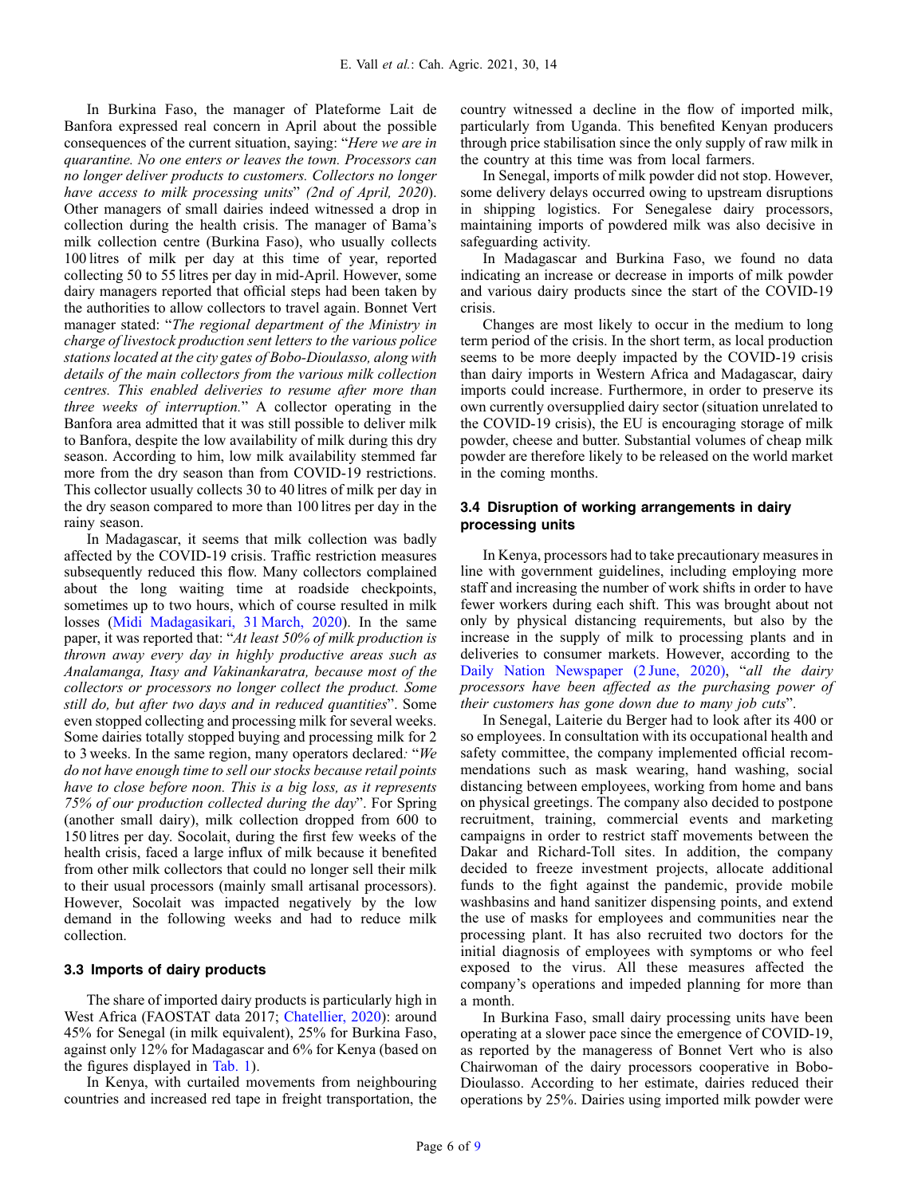In Burkina Faso, the manager of Plateforme Lait de Banfora expressed real concern in April about the possible consequences of the current situation, saying: "*Here we are in quarantine. No one enters or leaves the town. Processors can no longer deliver products to customers. Collectors no longer have access to milk processing units*" *(2nd of April, 2020)*. Other managers of small dairies indeed witnessed a drop in collection during the health crisis. The manager of Bama's milk collection centre (Burkina Faso), who usually collects 100 litres of milk per day at this time of year, reported collecting 50 to 55 litres per day in mid-April. However, some dairy managers reported that official steps had been taken by the authorities to allow collectors to travel again. Bonnet Vert manager stated: "*The regional department of the Ministry in charge of livestock production sent letters to the various police stations located at the city gates of Bobo-Dioulasso, along with details of the main collectors from the various milk collection centres. This enabled deliveries to resume after more than three weeks of interruption.*" A collector operating in the Banfora area admitted that it was still possible to deliver milk to Banfora, despite the low availability of milk during this dry season. According to him, low milk availability stemmed far more from the dry season than from COVID-19 restrictions. This collector usually collects 30 to 40 litres of milk per day in the dry season compared to more than 100 litres per day in the rainy season.

In Madagascar, it seems that milk collection was badly affected by the COVID-19 crisis. Traffic restriction measures subsequently reduced this flow. Many collectors complained about the long waiting time at roadside checkpoints, sometimes up to two hours, which of course resulted in milk losses (Midi Madagasikari, 31 March, 2020). In the same paper, it was reported that: "*At least 50% of milk production is thrown away every day in highly productive areas such as Analamanga, Itasy and Vakinankaratra, because most of the collectors or processors no longer collect the product. Some still do, but after two days and in reduced quantities*". Some even stopped collecting and processing milk for several weeks. Some dairies totally stopped buying and processing milk for 2 to 3 weeks. In the same region, many operators declared*:* "*We do not have enough time to sell our stocks because retail points have to close before noon. This is a big loss, as it represents 75% of our production collected during the day*". For Spring (another small dairy), milk collection dropped from 600 to 150 litres per day. Socolait, during the first few weeks of the health crisis, faced a large influx of milk because it benefited from other milk collectors that could no longer sell their milk to their usual processors (mainly small artisanal processors). However, Socolait was impacted negatively by the low demand in the following weeks and had to reduce milk collection.

### 3.3 Imports of dairy products

The share of imported dairy products is particularly high in West Africa (FAOSTAT data 2017; Chatellier, 2020): around 45% for Senegal (in milk equivalent), 25% for Burkina Faso, against only 12% for Madagascar and 6% for Kenya (based on the figures displayed in Tab. 1).

In Kenya, with curtailed movements from neighbouring countries and increased red tape in freight transportation, the country witnessed a decline in the flow of imported milk, particularly from Uganda. This benefited Kenyan producers through price stabilisation since the only supply of raw milk in the country at this time was from local farmers.

In Senegal, imports of milk powder did not stop. However, some delivery delays occurred owing to upstream disruptions in shipping logistics. For Senegalese dairy processors, maintaining imports of powdered milk was also decisive in safeguarding activity.

In Madagascar and Burkina Faso, we found no data indicating an increase or decrease in imports of milk powder and various dairy products since the start of the COVID-19 crisis.

Changes are most likely to occur in the medium to long term period of the crisis. In the short term, as local production seems to be more deeply impacted by the COVID-19 crisis than dairy imports in Western Africa and Madagascar, dairy imports could increase. Furthermore, in order to preserve its own currently oversupplied dairy sector (situation unrelated to the COVID-19 crisis), the EU is encouraging storage of milk powder, cheese and butter. Substantial volumes of cheap milk powder are therefore likely to be released on the world market in the coming months.

### 3.4 Disruption of working arrangements in dairy processing units

In Kenya, processors had to take precautionary measures in line with government guidelines, including employing more staff and increasing the number of work shifts in order to have fewer workers during each shift. This was brought about not only by physical distancing requirements, but also by the increase in the supply of milk to processing plants and in deliveries to consumer markets. However, according to the Daily Nation Newspaper (2 June, 2020), "*all the dairy processors have been affected as the purchasing power of their customers has gone down due to many job cuts*".

In Senegal, Laiterie du Berger had to look after its 400 or so employees. In consultation with its occupational health and safety committee, the company implemented official recommendations such as mask wearing, hand washing, social distancing between employees, working from home and bans on physical greetings. The company also decided to postpone recruitment, training, commercial events and marketing campaigns in order to restrict staff movements between the Dakar and Richard-Toll sites. In addition, the company decided to freeze investment projects, allocate additional funds to the fight against the pandemic, provide mobile washbasins and hand sanitizer dispensing points, and extend the use of masks for employees and communities near the processing plant. It has also recruited two doctors for the initial diagnosis of employees with symptoms or who feel exposed to the virus. All these measures affected the company's operations and impeded planning for more than a month.

In Burkina Faso, small dairy processing units have been operating at a slower pace since the emergence of COVID-19, as reported by the manageress of Bonnet Vert who is also Chairwoman of the dairy processors cooperative in Bobo-Dioulasso. According to her estimate, dairies reduced their operations by 25%. Dairies using imported milk powder were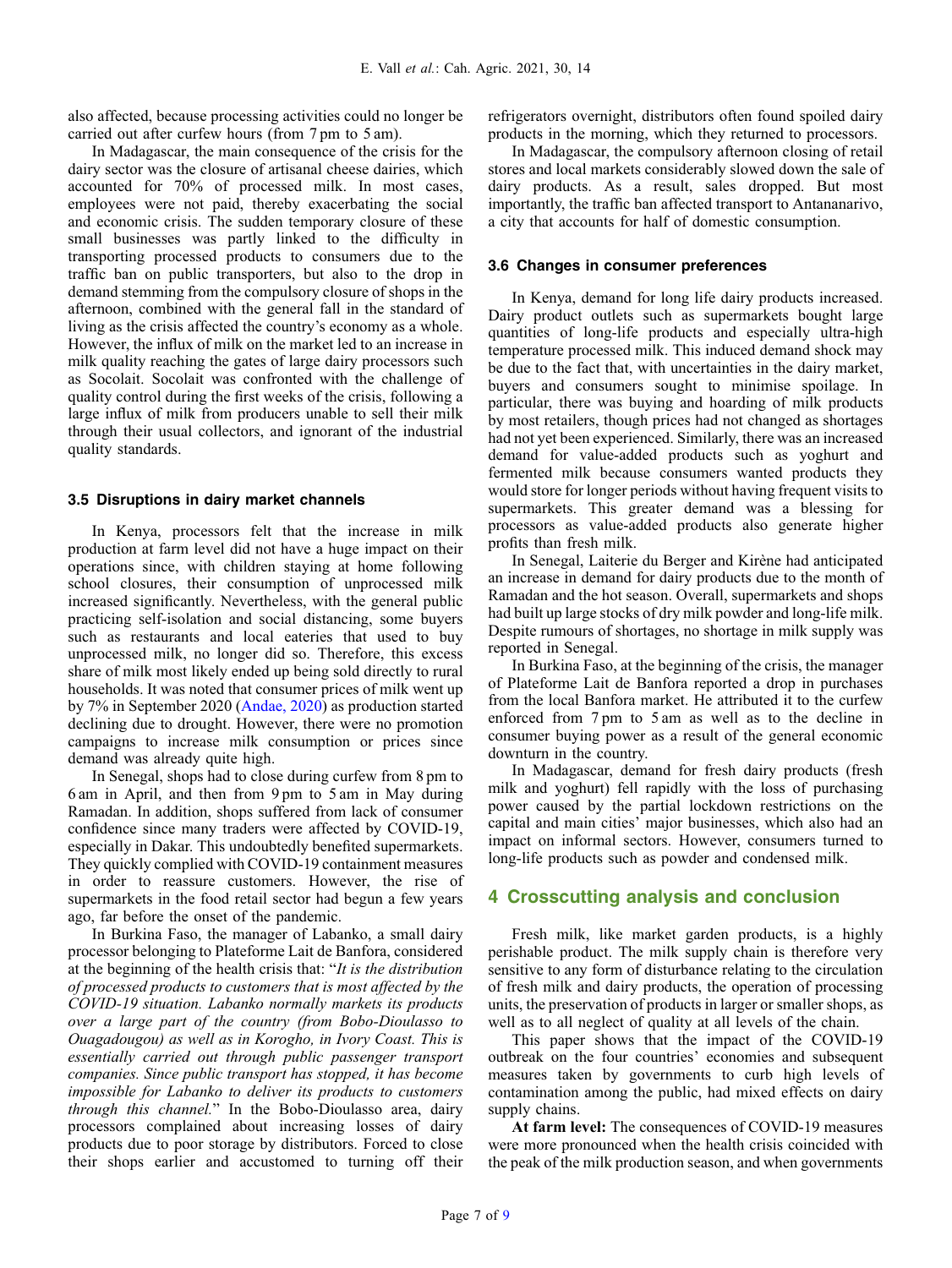also affected, because processing activities could no longer be carried out after curfew hours (from 7 pm to 5 am).

In Madagascar, the main consequence of the crisis for the dairy sector was the closure of artisanal cheese dairies, which accounted for 70% of processed milk. In most cases, employees were not paid, thereby exacerbating the social and economic crisis. The sudden temporary closure of these small businesses was partly linked to the difficulty in transporting processed products to consumers due to the traffic ban on public transporters, but also to the drop in demand stemming from the compulsory closure of shops in the afternoon, combined with the general fall in the standard of living as the crisis affected the country's economy as a whole. However, the influx of milk on the market led to an increase in milk quality reaching the gates of large dairy processors such as Socolait. Socolait was confronted with the challenge of quality control during the first weeks of the crisis, following a large influx of milk from producers unable to sell their milk through their usual collectors, and ignorant of the industrial quality standards.

### 3.5 Disruptions in dairy market channels

In Kenya, processors felt that the increase in milk production at farm level did not have a huge impact on their operations since, with children staying at home following school closures, their consumption of unprocessed milk increased significantly. Nevertheless, with the general public practicing self-isolation and social distancing, some buyers such as restaurants and local eateries that used to buy unprocessed milk, no longer did so. Therefore, this excess share of milk most likely ended up being sold directly to rural households. It was noted that consumer prices of milk went up by 7% in September 2020 (Andae, 2020) as production started declining due to drought. However, there were no promotion campaigns to increase milk consumption or prices since demand was already quite high.

In Senegal, shops had to close during curfew from 8 pm to 6 am in April, and then from 9 pm to 5 am in May during Ramadan. In addition, shops suffered from lack of consumer confidence since many traders were affected by COVID-19, especially in Dakar. This undoubtedly benefited supermarkets. They quickly complied with COVID-19 containment measures in order to reassure customers. However, the rise of supermarkets in the food retail sector had begun a few years ago, far before the onset of the pandemic.

In Burkina Faso, the manager of Labanko, a small dairy processor belonging to Plateforme Lait de Banfora, considered at the beginning of the health crisis that: "*It is the distribution of processed products to customers that is most affected by the COVID-19 situation. Labanko normally markets its products over a large part of the country (from Bobo-Dioulasso to Ouagadougou) as well as in Korogho, in Ivory Coast. This is essentially carried out through public passenger transport companies. Since public transport has stopped, it has become impossible for Labanko to deliver its products to customers through this channel.*" In the Bobo-Dioulasso area, dairy processors complained about increasing losses of dairy products due to poor storage by distributors. Forced to close their shops earlier and accustomed to turning off their refrigerators overnight, distributors often found spoiled dairy products in the morning, which they returned to processors.

In Madagascar, the compulsory afternoon closing of retail stores and local markets considerably slowed down the sale of dairy products. As a result, sales dropped. But most importantly, the traffic ban affected transport to Antananarivo, a city that accounts for half of domestic consumption.

### 3.6 Changes in consumer preferences

In Kenya, demand for long life dairy products increased. Dairy product outlets such as supermarkets bought large quantities of long-life products and especially ultra-high temperature processed milk. This induced demand shock may be due to the fact that, with uncertainties in the dairy market, buyers and consumers sought to minimise spoilage. In particular, there was buying and hoarding of milk products by most retailers, though prices had not changed as shortages had not yet been experienced. Similarly, there was an increased demand for value-added products such as yoghurt and fermented milk because consumers wanted products they would store for longer periods without having frequent visits to supermarkets. This greater demand was a blessing for processors as value-added products also generate higher profits than fresh milk.

In Senegal, Laiterie du Berger and Kirène had anticipated an increase in demand for dairy products due to the month of Ramadan and the hot season. Overall, supermarkets and shops had built up large stocks of dry milk powder and long-life milk. Despite rumours of shortages, no shortage in milk supply was reported in Senegal.

In Burkina Faso, at the beginning of the crisis, the manager of Plateforme Lait de Banfora reported a drop in purchases from the local Banfora market. He attributed it to the curfew enforced from 7 pm to 5 am as well as to the decline in consumer buying power as a result of the general economic downturn in the country.

In Madagascar, demand for fresh dairy products (fresh milk and yoghurt) fell rapidly with the loss of purchasing power caused by the partial lockdown restrictions on the capital and main cities' major businesses, which also had an impact on informal sectors. However, consumers turned to long-life products such as powder and condensed milk.

## 4 Crosscutting analysis and conclusion

Fresh milk, like market garden products, is a highly perishable product. The milk supply chain is therefore very sensitive to any form of disturbance relating to the circulation of fresh milk and dairy products, the operation of processing units, the preservation of products in larger or smaller shops, as well as to all neglect of quality at all levels of the chain.

This paper shows that the impact of the COVID-19 outbreak on the four countries' economies and subsequent measures taken by governments to curb high levels of contamination among the public, had mixed effects on dairy supply chains.

**At farm level:** The consequences of COVID-19 measures were more pronounced when the health crisis coincided with the peak of the milk production season, and when governments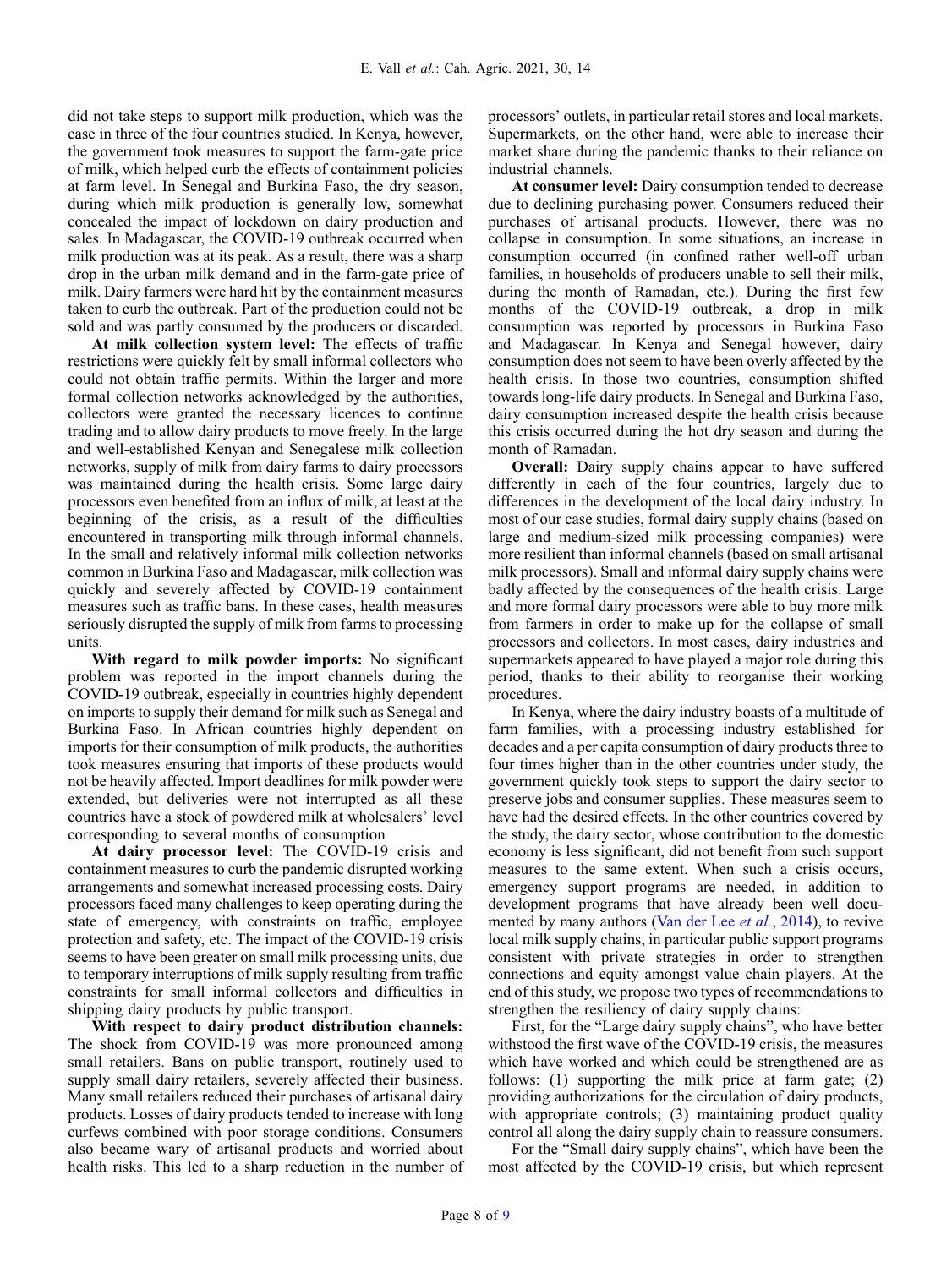did not take steps to support milk production, which was the case in three of the four countries studied. In Kenya, however, the government took measures to support the farm-gate price of milk, which helped curb the effects of containment policies at farm level. In Senegal and Burkina Faso, the dry season, during which milk production is generally low, somewhat concealed the impact of lockdown on dairy production and sales. In Madagascar, the COVID-19 outbreak occurred when milk production was at its peak. As a result, there was a sharp drop in the urban milk demand and in the farm-gate price of milk. Dairy farmers were hard hit by the containment measures taken to curb the outbreak. Part of the production could not be sold and was partly consumed by the producers or discarded.

**At milk collection system level:** The effects of traffic restrictions were quickly felt by small informal collectors who could not obtain traffic permits. Within the larger and more formal collection networks acknowledged by the authorities, collectors were granted the necessary licences to continue trading and to allow dairy products to move freely. In the large and well-established Kenyan and Senegalese milk collection networks, supply of milk from dairy farms to dairy processors was maintained during the health crisis. Some large dairy processors even benefited from an influx of milk, at least at the beginning of the crisis, as a result of the difficulties encountered in transporting milk through informal channels. In the small and relatively informal milk collection networks common in Burkina Faso and Madagascar, milk collection was quickly and severely affected by COVID-19 containment measures such as traffic bans. In these cases, health measures seriously disrupted the supply of milk from farms to processing units.

**With regard to milk powder imports:** No significant problem was reported in the import channels during the COVID-19 outbreak, especially in countries highly dependent on imports to supply their demand for milk such as Senegal and Burkina Faso. In African countries highly dependent on imports for their consumption of milk products, the authorities took measures ensuring that imports of these products would not be heavily affected. Import deadlines for milk powder were extended, but deliveries were not interrupted as all these countries have a stock of powdered milk at wholesalers' level corresponding to several months of consumption

**At dairy processor level:** The COVID-19 crisis and containment measures to curb the pandemic disrupted working arrangements and somewhat increased processing costs. Dairy processors faced many challenges to keep operating during the state of emergency, with constraints on traffic, employee protection and safety, etc. The impact of the COVID-19 crisis seems to have been greater on small milk processing units, due to temporary interruptions of milk supply resulting from traffic constraints for small informal collectors and difficulties in shipping dairy products by public transport.

**With respect to dairy product distribution channels:** The shock from COVID-19 was more pronounced among small retailers. Bans on public transport, routinely used to supply small dairy retailers, severely affected their business. Many small retailers reduced their purchases of artisanal dairy products. Losses of dairy products tended to increase with long curfews combined with poor storage conditions. Consumers also became wary of artisanal products and worried about health risks. This led to a sharp reduction in the number of processors' outlets, in particular retail stores and local markets. Supermarkets, on the other hand, were able to increase their market share during the pandemic thanks to their reliance on industrial channels.

**At consumer level:** Dairy consumption tended to decrease due to declining purchasing power. Consumers reduced their purchases of artisanal products. However, there was no collapse in consumption. In some situations, an increase in consumption occurred (in confined rather well-off urban families, in households of producers unable to sell their milk, during the month of Ramadan, etc.). During the first few months of the COVID-19 outbreak, a drop in milk consumption was reported by processors in Burkina Faso and Madagascar. In Kenya and Senegal however, dairy consumption does not seem to have been overly affected by the health crisis. In those two countries, consumption shifted towards long-life dairy products. In Senegal and Burkina Faso, dairy consumption increased despite the health crisis because this crisis occurred during the hot dry season and during the month of Ramadan.

**Overall:** Dairy supply chains appear to have suffered differently in each of the four countries, largely due to differences in the development of the local dairy industry. In most of our case studies, formal dairy supply chains (based on large and medium-sized milk processing companies) were more resilient than informal channels (based on small artisanal milk processors). Small and informal dairy supply chains were badly affected by the consequences of the health crisis. Large and more formal dairy processors were able to buy more milk from farmers in order to make up for the collapse of small processors and collectors. In most cases, dairy industries and supermarkets appeared to have played a major role during this period, thanks to their ability to reorganise their working procedures.

In Kenya, where the dairy industry boasts of a multitude of farm families, with a processing industry established for decades and a per capita consumption of dairy products three to four times higher than in the other countries under study, the government quickly took steps to support the dairy sector to preserve jobs and consumer supplies. These measures seem to have had the desired effects. In the other countries covered by the study, the dairy sector, whose contribution to the domestic economy is less significant, did not benefit from such support measures to the same extent. When such a crisis occurs, emergency support programs are needed, in addition to development programs that have already been well documented by many authors (Van der Lee *et al.*, 2014), to revive local milk supply chains, in particular public support programs consistent with private strategies in order to strengthen connections and equity amongst value chain players. At the end of this study, we propose two types of recommendations to strengthen the resiliency of dairy supply chains:

First, for the "Large dairy supply chains", who have better withstood the first wave of the COVID-19 crisis, the measures which have worked and which could be strengthened are as follows: (1) supporting the milk price at farm gate; (2) providing authorizations for the circulation of dairy products, with appropriate controls; (3) maintaining product quality control all along the dairy supply chain to reassure consumers.

For the "Small dairy supply chains", which have been the most affected by the COVID-19 crisis, but which represent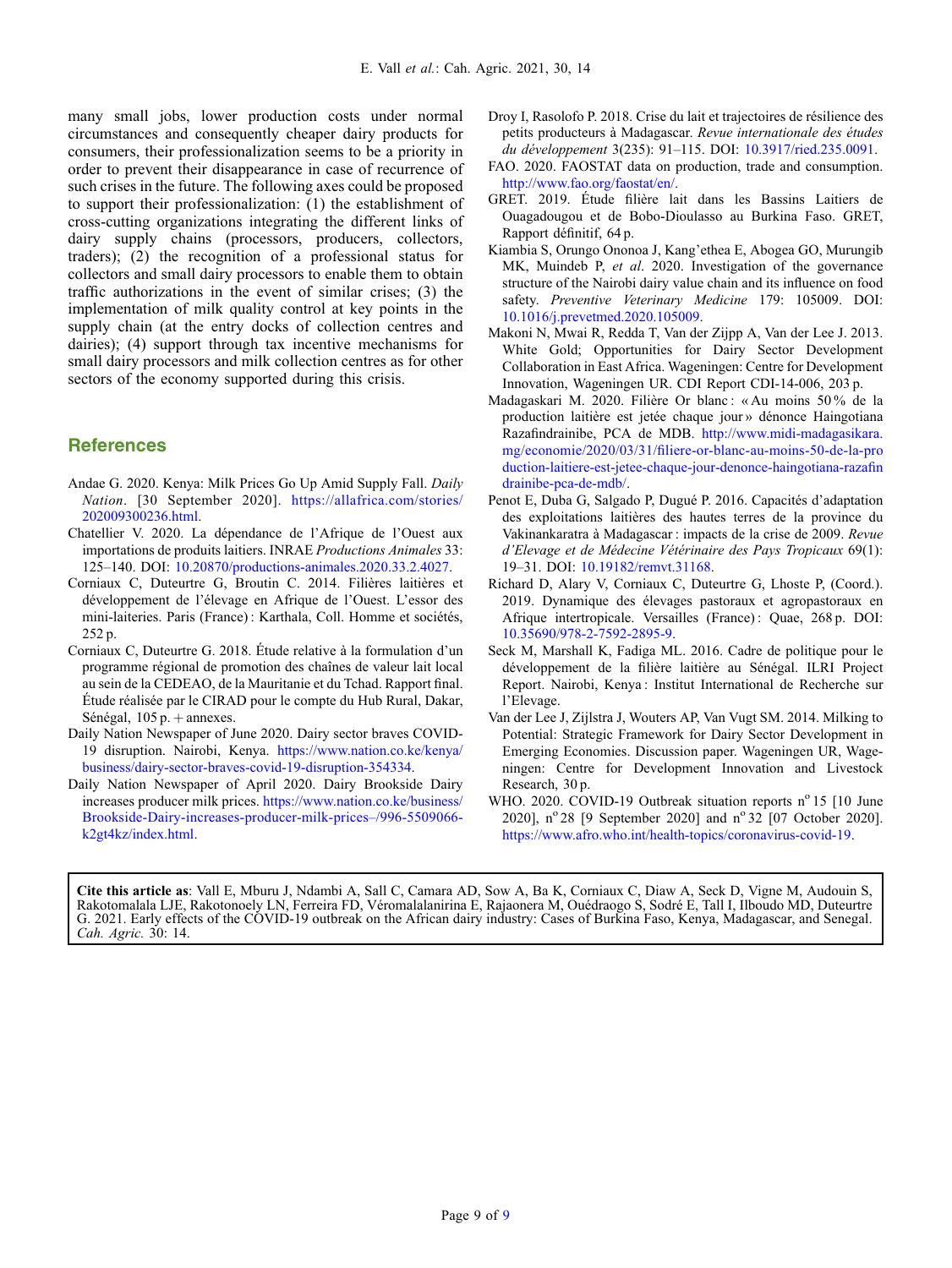many small jobs, lower production costs under normal circumstances and consequently cheaper dairy products for consumers, their professionalization seems to be a priority in order to prevent their disappearance in case of recurrence of such crises in the future. The following axes could be proposed to support their professionalization: (1) the establishment of cross-cutting organizations integrating the different links of dairy supply chains (processors, producers, collectors, traders); (2) the recognition of a professional status for collectors and small dairy processors to enable them to obtain traffic authorizations in the event of similar crises; (3) the implementation of milk quality control at key points in the supply chain (at the entry docks of collection centres and dairies); (4) support through tax incentive mechanisms for small dairy processors and milk collection centres as for other sectors of the economy supported during this crisis.

## References

Andae G. 2020. Kenya: Milk Prices Go Up Amid Supply Fall. *Daily Nation*. [30 September 2020]. https://allafrica.com/stories/202009300236.html.

Chatellier V. 2020. La dépendance de l'Afrique de l'Ouest aux importations de produits laitiers. INRAE *Productions Animales* 33: 125–140. DOI: 10.20870/productions-animales.2020.33.2.4027.

Corniaux C, Duteurtre G, Broutin C. 2014. Filières laitières et développement de l'élevage en Afrique de l'Ouest. L'essor des mini-laiteries. Paris (France) : Karthala, Coll. Homme et sociétés, 252 p.

Corniaux C, Duteurtre G. 2018. Étude relative à la formulation d'un programme régional de promotion des chaînes de valeur lait local au sein de la CEDEAO, de la Mauritanie et du Tchad. Rapport final. Étude réalisée par le CIRAD pour le compte du Hub Rural, Dakar, Sénégal, 105 p. + annexes.

Daily Nation Newspaper of June 2020. Dairy sector braves COVID-19 disruption. Nairobi, Kenya. https://www.nation.co.ke/kenya/business/dairy-sector-braves-covid-19-disruption-354334.

Daily Nation Newspaper of April 2020. Dairy Brookside Dairy increases producer milk prices. https://www.nation.co.ke/business/Brookside-Dairy-increases-producer-milk-prices–/996-5509066-k2gt4kz/index.html.

Droy I, Rasolofo P. 2018. Crise du lait et trajectoires de résilience des petits producteurs à Madagascar. *Revue internationale des études du développement* 3(235): 91–115. DOI: 10.3917/ried.235.0091.

FAO. 2020. FAOSTAT data on production, trade and consumption. http://www.fao.org/faostat/en/.

GRET. 2019. Étude filière lait dans les Bassins Laitiers de Ouagadougou et de Bobo-Dioulasso au Burkina Faso. GRET, Rapport définitif, 64 p.

Kiambia S, Orungo Onono a J, Kang'ethea E, Abogea GO, Murungib MK, Muindeb P, *et al*. 2020. Investigation of the governance structure of the Nairobi dairy value chain and its influence on food safety. *Preventive Veterinary Medicine* 179: 105009. DOI: 10.1016/j.prevetmed.2020.105009.

Makoni N, Mwai R, Redda T, Van der Zijpp A, Van der Lee J. 2013. White Gold; Opportunities for Dairy Sector Development Collaboration in East Africa. Wageningen: Centre for Development Innovation, Wageningen UR. CDI Report CDI-14-006, 203 p.

Madagaskari M. 2020. Filière Or blanc : « Au moins 50 % de la production laitière est jetée chaque jour » dénonce Haingotiana Razafindrainibe, PCA de MDB. http://www.midi-madagasikara.mg/economie/2020/03/31/filiere-or-blanc-au-moins-50-de-la-production-laitiere-est-jetee-chaque-jour-denonce-haingotiana-razafindrainibe-pca-de-mdb/.

Penot E, Duba G, Salgado P, Dugué P. 2016. Capacités d'adaptation des exploitations laitières des hautes terres de la province du Vakinankaratra à Madagascar : impacts de la crise de 2009. *Revue d'Elevage et de Médecine Vétérinaire des Pays Tropicaux* 69(1): 19–31. DOI: 10.19182/remvt.31168.

Richard D, Alary V, Corniaux C, Duteurtre G, Lhoste P, (Coord.). 2019. Dynamique des élevages pastoraux et agropastoraux en Afrique intertropicale. Versailles (France) : Quae, 268 p. DOI: 10.35690/978-2-7592-2895-9.

Seck M, Marshall K, Fadiga ML. 2016. Cadre de politique pour le développement de la filière laitière au Sénégal. ILRI Project Report. Nairobi, Kenya : Institut International de Recherche sur l'Elevage.

Van der Lee J, Zijlstra J, Wouters AP, Van Vugt SM. 2014. Milking to Potential: Strategic Framework for Dairy Sector Development in Emerging Economies. Discussion paper. Wageningen UR, Wageningen: Centre for Development Innovation and Livestock Research, 30 p.

WHO. 2020. COVID-19 Outbreak situation reports n° 15 [10 June 2020], n° 28 [9 September 2020] and n° 32 [07 October 2020]. https://www.afro.who.int/health-topics/coronavirus-covid-19.

**Cite this article as**: Vall E, Mburu J, Ndambi A, Sall C, Camara AD, Sow A, Ba K, Corniaux C, Diaw A, Seck D, Vigne M, Audouin S, Rakotomalala LJE, Rakotonoely LN, Ferreira FD, Véromalalanirina E, Rajaonera M, Ouédraogo S, Sodré E, Tall I, Ilboudo MD, Duteurtre G. 2021. Early effects of the COVID-19 outbreak on the African dairy industry: Cases of Burkina Faso, Kenya, Madagascar, and Senegal. *Cah. Agric.* 30: 14.